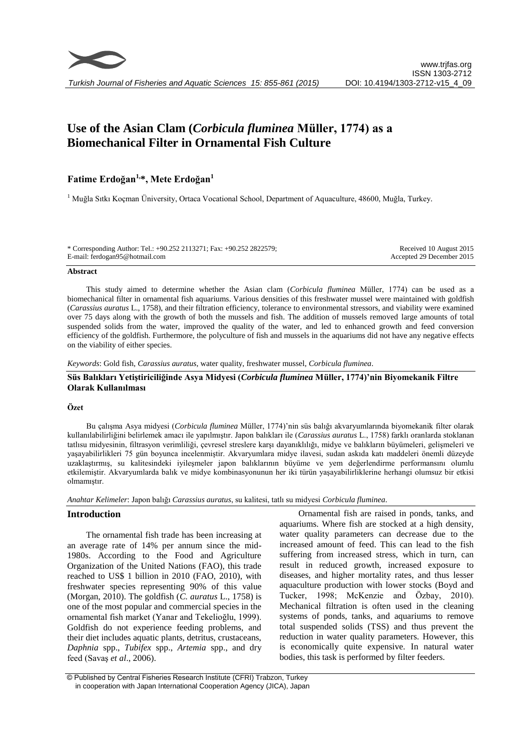# Use of the Asian Clam (*Corbicula fluminea* Müller, 1774) as a Biomechanical Filter in Ornamental Fish Culture

**Fatime Erdoğan[1,*], Mete Erdoğan[1]**

[1] Muğla Sıtkı Koçman Üniversity, Ortaca Vocational School, Department of Aquaculture, 48600, Muğla, Turkey.

\* Corresponding Author: Tel.: +90.252 2113271; Fax: +90.252 2822579; E-mail: ferdogan95@hotmail.com

Received 10 August 2015
Accepted 29 December 2015

### Abstract

This study aimed to determine whether the Asian clam (*Corbicula fluminea* Müller, 1774) can be used as a biomechanical filter in ornamental fish aquariums. Various densities of this freshwater mussel were maintained with goldfish (*Carassius auratus* L., 1758), and their filtration efficiency, tolerance to environmental stressors, and viability were examined over 75 days along with the growth of both the mussels and fish. The addition of mussels removed large amounts of total suspended solids from the water, improved the quality of the water, and led to enhanced growth and feed conversion efficiency of the goldfish. Furthermore, the polyculture of fish and mussels in the aquariums did not have any negative effects on the viability of either species.

*Keywords*: Gold fish, *Carassius auratus*, water quality, freshwater mussel, *Corbicula fluminea*.

## Süs Balıkları Yetiştiriciliğinde Asya Midyesi (*Corbicula fluminea* Müller, 1774)'nin Biyomekanik Filtre Olarak Kullanılması

### Özet

Bu çalışma Asya midyesi (*Corbicula fluminea* Müller, 1774)'nin süs balığı akvaryumlarında biyomekanik filter olarak kullanılabilirliğini belirlemek amacı ile yapılmıştır. Japon balıkları ile (*Carassius auratus* L., 1758) farklı oranlarda stoklanan tatlısu midyesinin, filtrasyon verimliliği, çevresel streslere karşı dayanıklılığı, midye ve balıkların büyümeleri, gelişmeleri ve yaşayabilirlikleri 75 gün boyunca incelenmiştir. Akvaryumlara midye ilavesi, sudan askıda katı maddeleri önemli düzeyde uzaklaştırmış, su kalitesindeki iyileşmeler japon balıklarının büyüme ve yem değerlendirme performansını olumlu etkilemiştir. Akvaryumlarda balık ve midye kombinasyonunun her iki türün yaşayabilirliklerine herhangi olumsuz bir etkisi olmamıştır.

*Anahtar Kelimeler*: Japon balığı *Carassius auratus*, su kalitesi, tatlı su midyesi *Corbicula fluminea*.

## Introduction

The ornamental fish trade has been increasing at an average rate of 14% per annum since the mid-1980s. According to the Food and Agriculture Organization of the United Nations (FAO), this trade reached to US$ 1 billion in 2010 (FAO, 2010), with freshwater species representing 90% of this value (Morgan, 2010). The goldfish (*C. auratus* L., 1758) is one of the most popular and commercial species in the ornamental fish market (Yanar and Tekelioğlu, 1999). Goldfish do not experience feeding problems, and their diet includes aquatic plants, detritus, crustaceans, *Daphnia* spp., *Tubifex* spp., *Artemia* spp., and dry feed (Savaş *et al*., 2006).

Ornamental fish are raised in ponds, tanks, and aquariums. Where fish are stocked at a high density, water quality parameters can decrease due to the increased amount of feed. This can lead to the fish suffering from increased stress, which in turn, can result in reduced growth, increased exposure to diseases, and higher mortality rates, and thus lesser aquaculture production with lower stocks (Boyd and Tucker, 1998; McKenzie and Özbay, 2010). Mechanical filtration is often used in the cleaning systems of ponds, tanks, and aquariums to remove total suspended solids (TSS) and thus prevent the reduction in water quality parameters. However, this is economically quite expensive. In natural water bodies, this task is performed by filter feeders.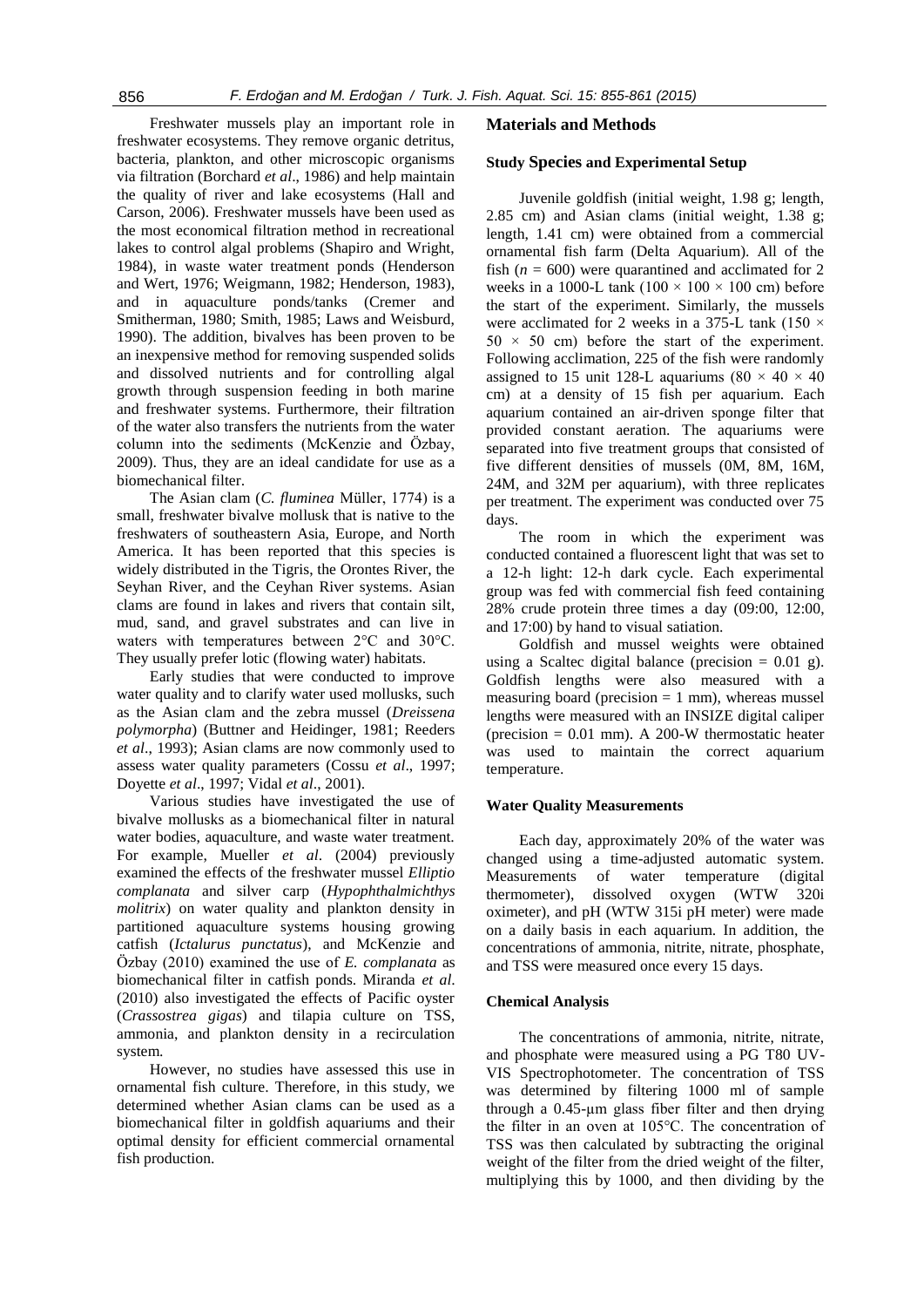Freshwater mussels play an important role in freshwater ecosystems. They remove organic detritus, bacteria, plankton, and other microscopic organisms via filtration (Borchard *et al*., 1986) and help maintain the quality of river and lake ecosystems (Hall and Carson, 2006). Freshwater mussels have been used as the most economical filtration method in recreational lakes to control algal problems (Shapiro and Wright, 1984), in waste water treatment ponds (Henderson and Wert, 1976; Weigmann, 1982; Henderson, 1983), and in aquaculture ponds/tanks (Cremer and Smitherman, 1980; Smith, 1985; Laws and Weisburd, 1990). The addition, bivalves has been proven to be an inexpensive method for removing suspended solids and dissolved nutrients and for controlling algal growth through suspension feeding in both marine and freshwater systems. Furthermore, their filtration of the water also transfers the nutrients from the water column into the sediments (McKenzie and Özbay, 2009). Thus, they are an ideal candidate for use as a biomechanical filter.

The Asian clam (*C. fluminea* Müller, 1774) is a small, freshwater bivalve mollusk that is native to the freshwaters of southeastern Asia, Europe, and North America. It has been reported that this species is widely distributed in the Tigris, the Orontes River, the Seyhan River, and the Ceyhan River systems. Asian clams are found in lakes and rivers that contain silt, mud, sand, and gravel substrates and can live in waters with temperatures between 2°C and 30°C. They usually prefer lotic (flowing water) habitats.

Early studies that were conducted to improve water quality and to clarify water used mollusks, such as the Asian clam and the zebra mussel (*Dreissena polymorpha*) (Buttner and Heidinger, 1981; Reeders *et al*., 1993); Asian clams are now commonly used to assess water quality parameters (Cossu *et al*., 1997; Doyette *et al*., 1997; Vidal *et al*., 2001).

Various studies have investigated the use of bivalve mollusks as a biomechanical filter in natural water bodies, aquaculture, and waste water treatment. For example, Mueller *et al*. (2004) previously examined the effects of the freshwater mussel *Elliptio complanata* and silver carp (*Hypophthalmichthys molitrix*) on water quality and plankton density in partitioned aquaculture systems housing growing catfish (*Ictalurus punctatus*), and McKenzie and Özbay (2010) examined the use of *E. complanata* as biomechanical filter in catfish ponds. Miranda *et al*. (2010) also investigated the effects of Pacific oyster (*Crassostrea gigas*) and tilapia culture on TSS, ammonia, and plankton density in a recirculation system.

However, no studies have assessed this use in ornamental fish culture. Therefore, in this study, we determined whether Asian clams can be used as a biomechanical filter in goldfish aquariums and their optimal density for efficient commercial ornamental fish production.

## Materials and Methods

### Study Species and Experimental Setup

Juvenile goldfish (initial weight, 1.98 g; length, 2.85 cm) and Asian clams (initial weight, 1.38 g; length, 1.41 cm) were obtained from a commercial ornamental fish farm (Delta Aquarium). All of the fish ($n = 600$) were quarantined and acclimated for 2 weeks in a 1000-L tank ($100 \times 100 \times 100$ cm) before the start of the experiment. Similarly, the mussels were acclimated for 2 weeks in a 375-L tank ($150 \times 50 \times 50$ cm) before the start of the experiment. Following acclimation, 225 of the fish were randomly assigned to 15 unit 128-L aquariums ($80 \times 40 \times 40$ cm) at a density of 15 fish per aquarium. Each aquarium contained an air-driven sponge filter that provided constant aeration. The aquariums were separated into five treatment groups that consisted of five different densities of mussels (0M, 8M, 16M, 24M, and 32M per aquarium), with three replicates per treatment. The experiment was conducted over 75 days.

The room in which the experiment was conducted contained a fluorescent light that was set to a 12-h light: 12-h dark cycle. Each experimental group was fed with commercial fish feed containing 28% crude protein three times a day (09:00, 12:00, and 17:00) by hand to visual satiation.

Goldfish and mussel weights were obtained using a Scaltec digital balance (precision = 0.01 g). Goldfish lengths were also measured with a measuring board (precision = 1 mm), whereas mussel lengths were measured with an INSIZE digital caliper (precision = 0.01 mm). A 200-W thermostatic heater was used to maintain the correct aquarium temperature.

### Water Quality Measurements

Each day, approximately 20% of the water was changed using a time-adjusted automatic system. Measurements of water temperature (digital thermometer), dissolved oxygen (WTW 320i oximeter), and pH (WTW 315i pH meter) were made on a daily basis in each aquarium. In addition, the concentrations of ammonia, nitrite, nitrate, phosphate, and TSS were measured once every 15 days.

### Chemical Analysis

The concentrations of ammonia, nitrite, nitrate, and phosphate were measured using a PG T80 UV-VIS Spectrophotometer. The concentration of TSS was determined by filtering 1000 ml of sample through a 0.45-µm glass fiber filter and then drying the filter in an oven at 105°C. The concentration of TSS was then calculated by subtracting the original weight of the filter from the dried weight of the filter, multiplying this by 1000, and then dividing by the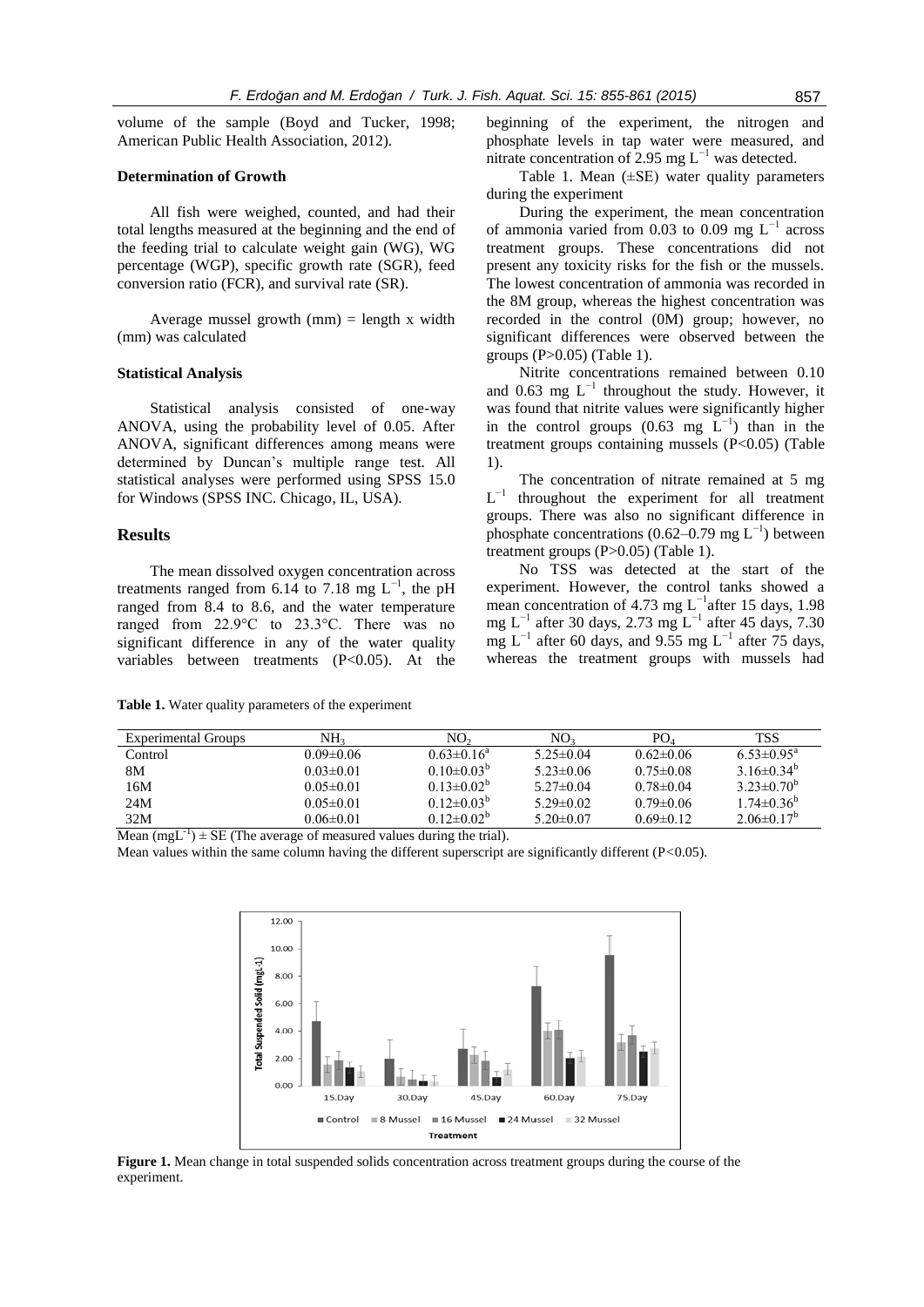volume of the sample (Boyd and Tucker, 1998; American Public Health Association, 2012).

### Determination of Growth

All fish were weighed, counted, and had their total lengths measured at the beginning and the end of the feeding trial to calculate weight gain (WG), WG percentage (WGP), specific growth rate (SGR), feed conversion ratio (FCR), and survival rate (SR).

Average mussel growth (mm) = length x width (mm) was calculated

### Statistical Analysis

Statistical analysis consisted of one-way ANOVA, using the probability level of 0.05. After ANOVA, significant differences among means were determined by Duncan's multiple range test. All statistical analyses were performed using SPSS 15.0 for Windows (SPSS INC. Chicago, IL, USA).

## Results

The mean dissolved oxygen concentration across treatments ranged from 6.14 to 7.18 mg $L^{-1}$, the pH ranged from 8.4 to 8.6, and the water temperature ranged from 22.9°C to 23.3°C. There was no significant difference in any of the water quality variables between treatments ($P<0.05$). At the beginning of the experiment, the nitrogen and phosphate levels in tap water were measured, and nitrate concentration of 2.95 mg $L^{-1}$ was detected.

Table 1. Mean (±SE) water quality parameters during the experiment

During the experiment, the mean concentration of ammonia varied from 0.03 to 0.09 mg $L^{-1}$ across treatment groups. These concentrations did not present any toxicity risks for the fish or the mussels. The lowest concentration of ammonia was recorded in the 8M group, whereas the highest concentration was recorded in the control (0M) group; however, no significant differences were observed between the groups ($P>0.05$) (Table 1).

Nitrite concentrations remained between 0.10 and 0.63 mg $L^{-1}$ throughout the study. However, it was found that nitrite values were significantly higher in the control groups (0.63 mg $L^{-1}$) than in the treatment groups containing mussels ($P<0.05$) (Table 1).

The concentration of nitrate remained at 5 mg $L^{-1}$ throughout the experiment for all treatment groups. There was also no significant difference in phosphate concentrations (0.62–0.79 mg $L^{-1}$) between treatment groups ($P>0.05$) (Table 1).

No TSS was detected at the start of the experiment. However, the control tanks showed a mean concentration of 4.73 mg $L^{-1}$ after 15 days, 1.98 mg $L^{-1}$ after 30 days, 2.73 mg $L^{-1}$ after 45 days, 7.30 mg $L^{-1}$ after 60 days, and 9.55 mg $L^{-1}$ after 75 days, whereas the treatment groups with mussels had

**Table 1.** Water quality parameters of the experiment

| Experimental Groups | $NH_3$ | $NO_2$ | $NO_3$ | $PO_4$ | TSS |
|---|---|---|---|---|---|
| Control | 0.09±0.06 | 0.63±0.16$^a$ | 5.25±0.04 | 0.62±0.06 | 6.53±0.95$^a$ |
| 8M | 0.03±0.01 | 0.10±0.03$^b$ | 5.23±0.06 | 0.75±0.08 | 3.16±0.34$^b$ |
| 16M | 0.05±0.01 | 0.13±0.02$^b$ | 5.27±0.04 | 0.78±0.04 | 3.23±0.70$^b$ |
| 24M | 0.05±0.01 | 0.12±0.03$^b$ | 5.29±0.02 | 0.79±0.06 | 1.74±0.36$^b$ |
| 32M | 0.06±0.01 | 0.12±0.02$^b$ | 5.20±0.07 | 0.69±0.12 | 2.06±0.17$^b$ |

Mean ($mgL^{-1}$) ± SE (The average of measured values during the trial).

Mean values within the same column having the different superscript are significantly different ($P<0.05$).

**Figure 1.** Mean change in total suspended solids concentration across treatment groups during the course of the experiment.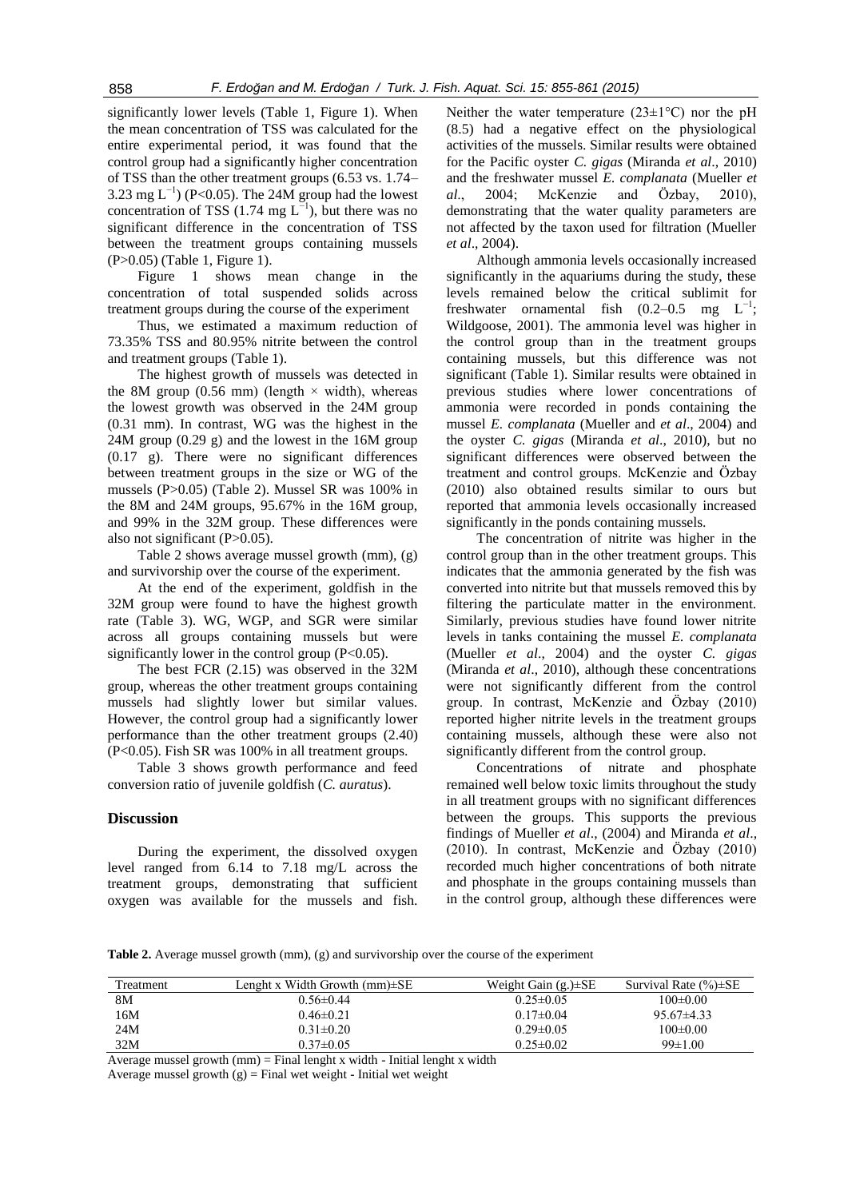significantly lower levels (Table 1, Figure 1). When the mean concentration of TSS was calculated for the entire experimental period, it was found that the control group had a significantly higher concentration of TSS than the other treatment groups (6.53 vs. 1.74–3.23 mg $L^{-1}$) ($P<0.05$). The 24M group had the lowest concentration of TSS (1.74 mg $L^{-1}$), but there was no significant difference in the concentration of TSS between the treatment groups containing mussels ($P>0.05$) (Table 1, Figure 1).

Figure 1 shows mean change in the concentration of total suspended solids across treatment groups during the course of the experiment

Thus, we estimated a maximum reduction of 73.35% TSS and 80.95% nitrite between the control and treatment groups (Table 1).

The highest growth of mussels was detected in the 8M group (0.56 mm) (length × width), whereas the lowest growth was observed in the 24M group (0.31 mm). In contrast, WG was the highest in the 24M group (0.29 g) and the lowest in the 16M group (0.17 g). There were no significant differences between treatment groups in the size or WG of the mussels ($P>0.05$) (Table 2). Mussel SR was 100% in the 8M and 24M groups, 95.67% in the 16M group, and 99% in the 32M group. These differences were also not significant ($P>0.05$).

Table 2 shows average mussel growth (mm), (g) and survivorship over the course of the experiment.

At the end of the experiment, goldfish in the 32M group were found to have the highest growth rate (Table 3). WG, WGP, and SGR were similar across all groups containing mussels but were significantly lower in the control group ($P<0.05$).

The best FCR (2.15) was observed in the 32M group, whereas the other treatment groups containing mussels had slightly lower but similar values. However, the control group had a significantly lower performance than the other treatment groups (2.40) ($P<0.05$). Fish SR was 100% in all treatment groups.

Table 3 shows growth performance and feed conversion ratio of juvenile goldfish (*C. auratus*).

## Discussion

During the experiment, the dissolved oxygen level ranged from 6.14 to 7.18 mg/L across the treatment groups, demonstrating that sufficient oxygen was available for the mussels and fish. Neither the water temperature (23±1°C) nor the pH (8.5) had a negative effect on the physiological activities of the mussels. Similar results were obtained for the Pacific oyster *C. gigas* (Miranda *et al*., 2010) and the freshwater mussel *E. complanata* (Mueller *et al*., 2004; McKenzie and Özbay, 2010), demonstrating that the water quality parameters are not affected by the taxon used for filtration (Mueller *et al*., 2004).

Although ammonia levels occasionally increased significantly in the aquariums during the study, these levels remained below the critical sublimit for freshwater ornamental fish (0.2–0.5 mg $L^{-1}$; Wildgoose, 2001). The ammonia level was higher in the control group than in the treatment groups containing mussels, but this difference was not significant (Table 1). Similar results were obtained in previous studies where lower concentrations of ammonia were recorded in ponds containing the mussel *E. complanata* (Mueller and *et al*., 2004) and the oyster *C. gigas* (Miranda *et al*., 2010), but no significant differences were observed between the treatment and control groups. McKenzie and Özbay (2010) also obtained results similar to ours but reported that ammonia levels occasionally increased significantly in the ponds containing mussels.

The concentration of nitrite was higher in the control group than in the other treatment groups. This indicates that the ammonia generated by the fish was converted into nitrite but that mussels removed this by filtering the particulate matter in the environment. Similarly, previous studies have found lower nitrite levels in tanks containing the mussel *E. complanata* (Mueller *et al*., 2004) and the oyster *C. gigas* (Miranda *et al*., 2010), although these concentrations were not significantly different from the control group. In contrast, McKenzie and Özbay (2010) reported higher nitrite levels in the treatment groups containing mussels, although these were also not significantly different from the control group.

Concentrations of nitrate and phosphate remained well below toxic limits throughout the study in all treatment groups with no significant differences between the groups. This supports the previous findings of Mueller *et al*., (2004) and Miranda *et al*., (2010). In contrast, McKenzie and Özbay (2010) recorded much higher concentrations of both nitrate and phosphate in the groups containing mussels than in the control group, although these differences were

**Table 2.** Average mussel growth (mm), (g) and survivorship over the course of the experiment

| Treatment | Lenght x Width Growth (mm)±SE | Weight Gain (g.)±SE | Survival Rate (%)±SE |
|---|---|---|---|
| 8M | 0.56±0.44 | 0.25±0.05 | 100±0.00 |
| 16M | 0.46±0.21 | 0.17±0.04 | 95.67±4.33 |
| 24M | 0.31±0.20 | 0.29±0.05 | 100±0.00 |
| 32M | 0.37±0.05 | 0.25±0.02 | 99±1.00 |

Average mussel growth (mm) = Final lenght x width - Initial lenght x width
Average mussel growth (g) = Final wet weight - Initial wet weight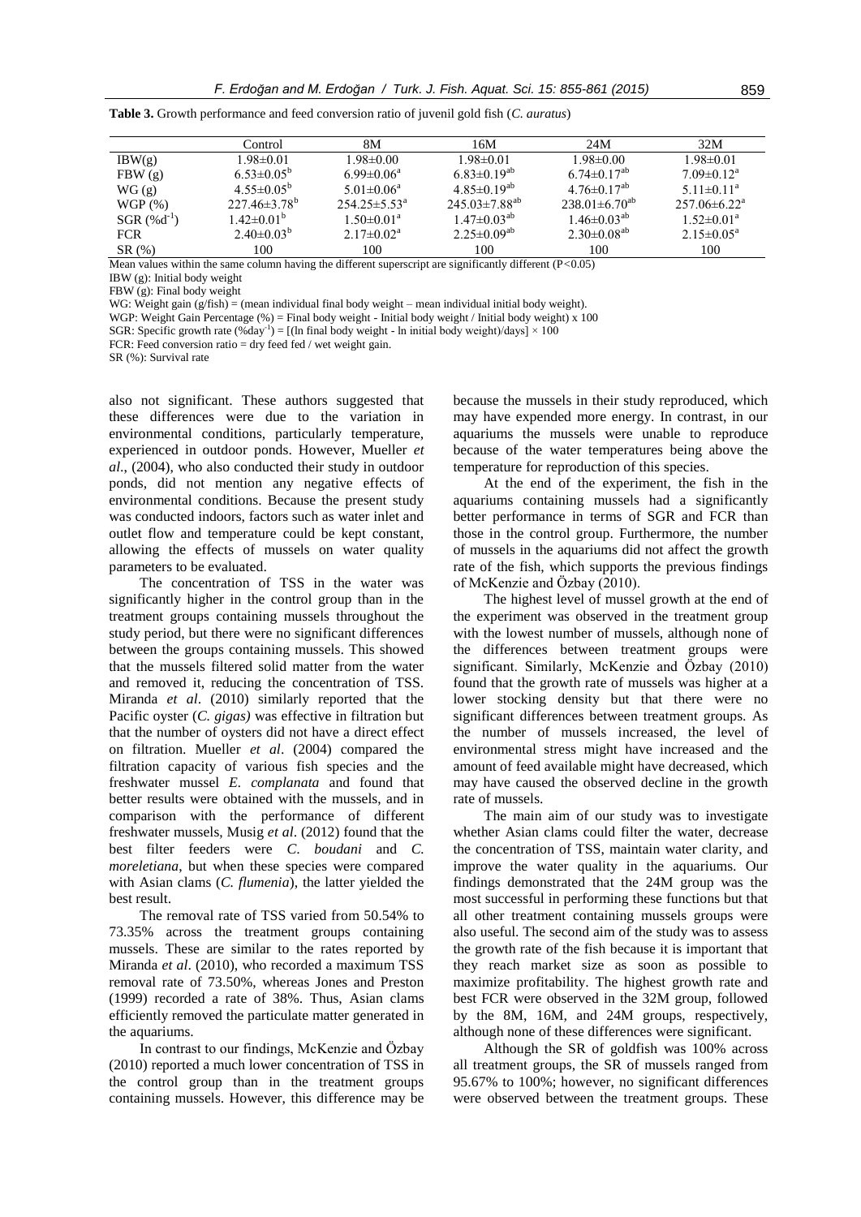**Table 3.** Growth performance and feed conversion ratio of juvenil gold fish (*C. auratus*)

| | Control | 8M | 16M | 24M | 32M |
|---|---|---|---|---|---|
| IBW(g) | 1.98±0.01 | 1.98±0.00 | 1.98±0.01 | 1.98±0.00 | 1.98±0.01 |
| FBW (g) | 6.53±0.05[b] | 6.99±0.06[a] | 6.83±0.19[ab] | 6.74±0.17[ab] | 7.09±0.12[a] |
| WG (g) | 4.55±0.05[b] | 5.01±0.06[a] | 4.85±0.19[ab] | 4.76±0.17[ab] | 5.11±0.11[a] |
| WGP (%) | 227.46±3.78[b] | 254.25±5.53[a] | 245.03±7.88[ab] | 238.01±6.70[ab] | 257.06±6.22[a] |
| SGR ($\%d^{-1}$) | 1.42±0.01[b] | 1.50±0.01[a] | 1.47±0.03[ab] | 1.46±0.03[ab] | 1.52±0.01[a] |
| FCR | 2.40±0.03[b] | 2.17±0.02[a] | 2.25±0.09[ab] | 2.30±0.08[ab] | 2.15±0.05[a] |
| SR (%) | 100 | 100 | 100 | 100 | 100 |

Mean values within the same column having the different superscript are significantly different ($P<0.05$)
IBW (g): Initial body weight
FBW (g): Final body weight
WG: Weight gain (g/fish) = (mean individual final body weight – mean individual initial body weight).
WGP: Weight Gain Percentage (%) = Final body weight - Initial body weight / Initial body weight) x 100
SGR: Specific growth rate ($\%day^{-1}$) = [(ln final body weight - ln initial body weight)/days] × 100
FCR: Feed conversion ratio = dry feed fed / wet weight gain.
SR (%): Survival rate

also not significant. These authors suggested that these differences were due to the variation in environmental conditions, particularly temperature, experienced in outdoor ponds. However, Mueller *et al*., (2004), who also conducted their study in outdoor ponds, did not mention any negative effects of environmental conditions. Because the present study was conducted indoors, factors such as water inlet and outlet flow and temperature could be kept constant, allowing the effects of mussels on water quality parameters to be evaluated.

The concentration of TSS in the water was significantly higher in the control group than in the treatment groups containing mussels throughout the study period, but there were no significant differences between the groups containing mussels. This showed that the mussels filtered solid matter from the water and removed it, reducing the concentration of TSS. Miranda *et al*. (2010) similarly reported that the Pacific oyster (*C. gigas)* was effective in filtration but that the number of oysters did not have a direct effect on filtration. Mueller *et al*. (2004) compared the filtration capacity of various fish species and the freshwater mussel *E. complanata* and found that better results were obtained with the mussels, and in comparison with the performance of different freshwater mussels, Musig *et al*. (2012) found that the best filter feeders were *C. boudani* and *C. moreletiana*, but when these species were compared with Asian clams (*C. flumenia*), the latter yielded the best result.

The removal rate of TSS varied from 50.54% to 73.35% across the treatment groups containing mussels. These are similar to the rates reported by Miranda *et al*. (2010), who recorded a maximum TSS removal rate of 73.50%, whereas Jones and Preston (1999) recorded a rate of 38%. Thus, Asian clams efficiently removed the particulate matter generated in the aquariums.

In contrast to our findings, McKenzie and Özbay (2010) reported a much lower concentration of TSS in the control group than in the treatment groups containing mussels. However, this difference may be because the mussels in their study reproduced, which may have expended more energy. In contrast, in our aquariums the mussels were unable to reproduce because of the water temperatures being above the temperature for reproduction of this species.

At the end of the experiment, the fish in the aquariums containing mussels had a significantly better performance in terms of SGR and FCR than those in the control group. Furthermore, the number of mussels in the aquariums did not affect the growth rate of the fish, which supports the previous findings of McKenzie and Özbay (2010).

The highest level of mussel growth at the end of the experiment was observed in the treatment group with the lowest number of mussels, although none of the differences between treatment groups were significant. Similarly, McKenzie and Özbay (2010) found that the growth rate of mussels was higher at a lower stocking density but that there were no significant differences between treatment groups. As the number of mussels increased, the level of environmental stress might have increased and the amount of feed available might have decreased, which may have caused the observed decline in the growth rate of mussels.

The main aim of our study was to investigate whether Asian clams could filter the water, decrease the concentration of TSS, maintain water clarity, and improve the water quality in the aquariums. Our findings demonstrated that the 24M group was the most successful in performing these functions but that all other treatment containing mussels groups were also useful. The second aim of the study was to assess the growth rate of the fish because it is important that they reach market size as soon as possible to maximize profitability. The highest growth rate and best FCR were observed in the 32M group, followed by the 8M, 16M, and 24M groups, respectively, although none of these differences were significant.

Although the SR of goldfish was 100% across all treatment groups, the SR of mussels ranged from 95.67% to 100%; however, no significant differences were observed between the treatment groups. These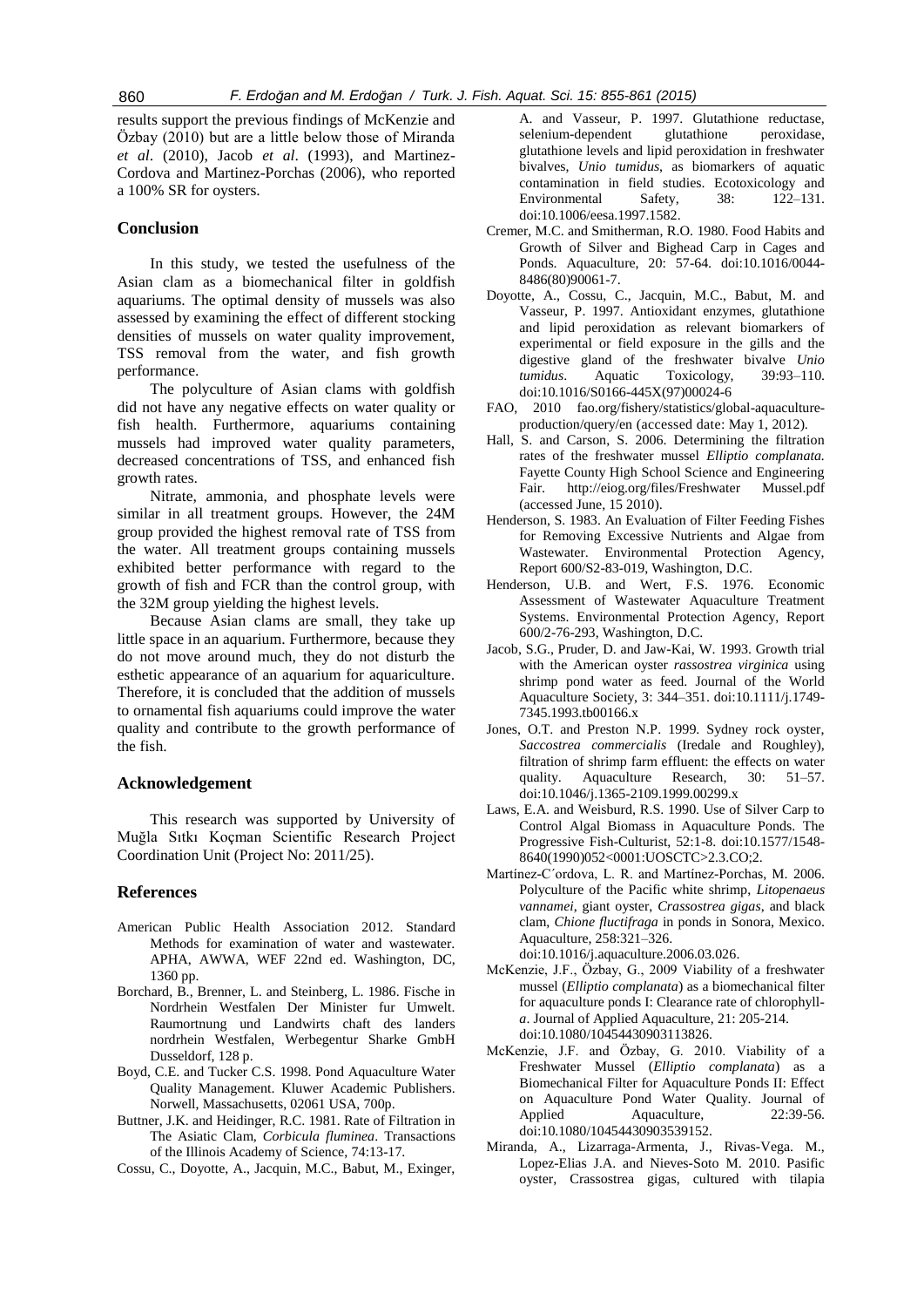results support the previous findings of McKenzie and Özbay (2010) but are a little below those of Miranda *et al*. (2010), Jacob *et al*. (1993), and Martinez-Cordova and Martinez-Porchas (2006), who reported a 100% SR for oysters.

## Conclusion

In this study, we tested the usefulness of the Asian clam as a biomechanical filter in goldfish aquariums. The optimal density of mussels was also assessed by examining the effect of different stocking densities of mussels on water quality improvement, TSS removal from the water, and fish growth performance.

The polyculture of Asian clams with goldfish did not have any negative effects on water quality or fish health. Furthermore, aquariums containing mussels had improved water quality parameters, decreased concentrations of TSS, and enhanced fish growth rates.

Nitrate, ammonia, and phosphate levels were similar in all treatment groups. However, the 24M group provided the highest removal rate of TSS from the water. All treatment groups containing mussels exhibited better performance with regard to the growth of fish and FCR than the control group, with the 32M group yielding the highest levels.

Because Asian clams are small, they take up little space in an aquarium. Furthermore, because they do not move around much, they do not disturb the esthetic appearance of an aquarium for aquariculture. Therefore, it is concluded that the addition of mussels to ornamental fish aquariums could improve the water quality and contribute to the growth performance of the fish.

## Acknowledgement

This research was supported by University of Muğla Sıtkı Koçman Scientific Research Project Coordination Unit (Project No: 2011/25).

## References

American Public Health Association 2012. Standard Methods for examination of water and wastewater. APHA, AWWA, WEF 22nd ed. Washington, DC, 1360 pp.

Borchard, B., Brenner, L. and Steinberg, L. 1986. Fische in Nordrhein Westfalen Der Minister fur Umwelt. Raumortnung und Landwirts chaft des landers nordrhein Westfalen, Werbegentur Sharke GmbH Dusseldorf, 128 p.

Boyd, C.E. and Tucker C.S. 1998. Pond Aquaculture Water Quality Management. Kluwer Academic Publishers. Norwell, Massachusetts, 02061 USA, 700p.

Buttner, J.K. and Heidinger, R.C. 1981. Rate of Filtration in The Asiatic Clam, *Corbicula fluminea*. Transactions of the Illinois Academy of Science, 74:13-17.

Cossu, C., Doyotte, A., Jacquin, M.C., Babut, M., Exinger, A. and Vasseur, P. 1997. Glutathione reductase, selenium-dependent glutathione peroxidase, glutathione levels and lipid peroxidation in freshwater bivalves, *Unio tumidus*, as biomarkers of aquatic contamination in field studies. Ecotoxicology and Environmental Safety, 38: 122–131. doi:10.1006/eesa.1997.1582.

Cremer, M.C. and Smitherman, R.O. 1980. Food Habits and Growth of Silver and Bighead Carp in Cages and Ponds. Aquaculture, 20: 57-64. doi:10.1016/0044-8486(80)90061-7.

Doyotte, A., Cossu, C., Jacquin, M.C., Babut, M. and Vasseur, P. 1997. Antioxidant enzymes, glutathione and lipid peroxidation as relevant biomarkers of experimental or field exposure in the gills and the digestive gland of the freshwater bivalve *Unio tumidus*. Aquatic Toxicology, 39:93–110. doi:10.1016/S0166-445X(97)00024-6

FAO, 2010 fao.org/fishery/statistics/global-aquaculture-production/query/en (accessed date: May 1, 2012).

Hall, S. and Carson, S. 2006. Determining the filtration rates of the freshwater mussel *Elliptio complanata.* Fayette County High School Science and Engineering Fair. http://eiog.org/files/Freshwater Mussel.pdf (accessed June, 15 2010).

Henderson, S. 1983. An Evaluation of Filter Feeding Fishes for Removing Excessive Nutrients and Algae from Wastewater. Environmental Protection Agency, Report 600/S2-83-019, Washington, D.C.

Henderson, U.B. and Wert, F.S. 1976. Economic Assessment of Wastewater Aquaculture Treatment Systems. Environmental Protection Agency, Report 600/2-76-293, Washington, D.C.

Jacob, S.G., Pruder, D. and Jaw-Kai, W. 1993. Growth trial with the American oyster *rassostrea virginica* using shrimp pond water as feed. Journal of the World Aquaculture Society, 3: 344–351. doi:10.1111/j.1749-7345.1993.tb00166.x

Jones, O.T. and Preston N.P. 1999. Sydney rock oyster, *Saccostrea commercialis* (Iredale and Roughley), filtration of shrimp farm effluent: the effects on water quality. Aquaculture Research, 30: 51–57. doi:10.1046/j.1365-2109.1999.00299.x

Laws, E.A. and Weisburd, R.S. 1990. Use of Silver Carp to Control Algal Biomass in Aquaculture Ponds. The Progressive Fish-Culturist, 52:1-8. doi:10.1577/1548-8640(1990)052<0001:UOSCTC>2.3.CO;2.

Martínez-C´ordova, L. R. and Martínez-Porchas, M. 2006. Polyculture of the Pacific white shrimp, *Litopenaeus vannamei*, giant oyster, *Crassostrea gigas*, and black clam, *Chione fluctifraga* in ponds in Sonora, Mexico. Aquaculture, 258:321–326. doi:10.1016/j.aquaculture.2006.03.026.

McKenzie, J.F., Özbay, G., 2009 Viability of a freshwater mussel (*Elliptio complanata*) as a biomechanical filter for aquaculture ponds I: Clearance rate of chlorophyll-*a*. Journal of Applied Aquaculture, 21: 205-214. doi:10.1080/10454430903113826.

McKenzie, J.F. and Özbay, G. 2010. Viability of a Freshwater Mussel (*Elliptio complanata*) as a Biomechanical Filter for Aquaculture Ponds II: Effect on Aquaculture Pond Water Quality. Journal of Applied Aquaculture, 22:39-56. doi:10.1080/10454430903539152.

Miranda, A., Lizarraga-Armenta, J., Rivas-Vega. M., Lopez-Elias J.A. and Nieves-Soto M. 2010. Pasific oyster, Crassostrea gigas, cultured with tilapia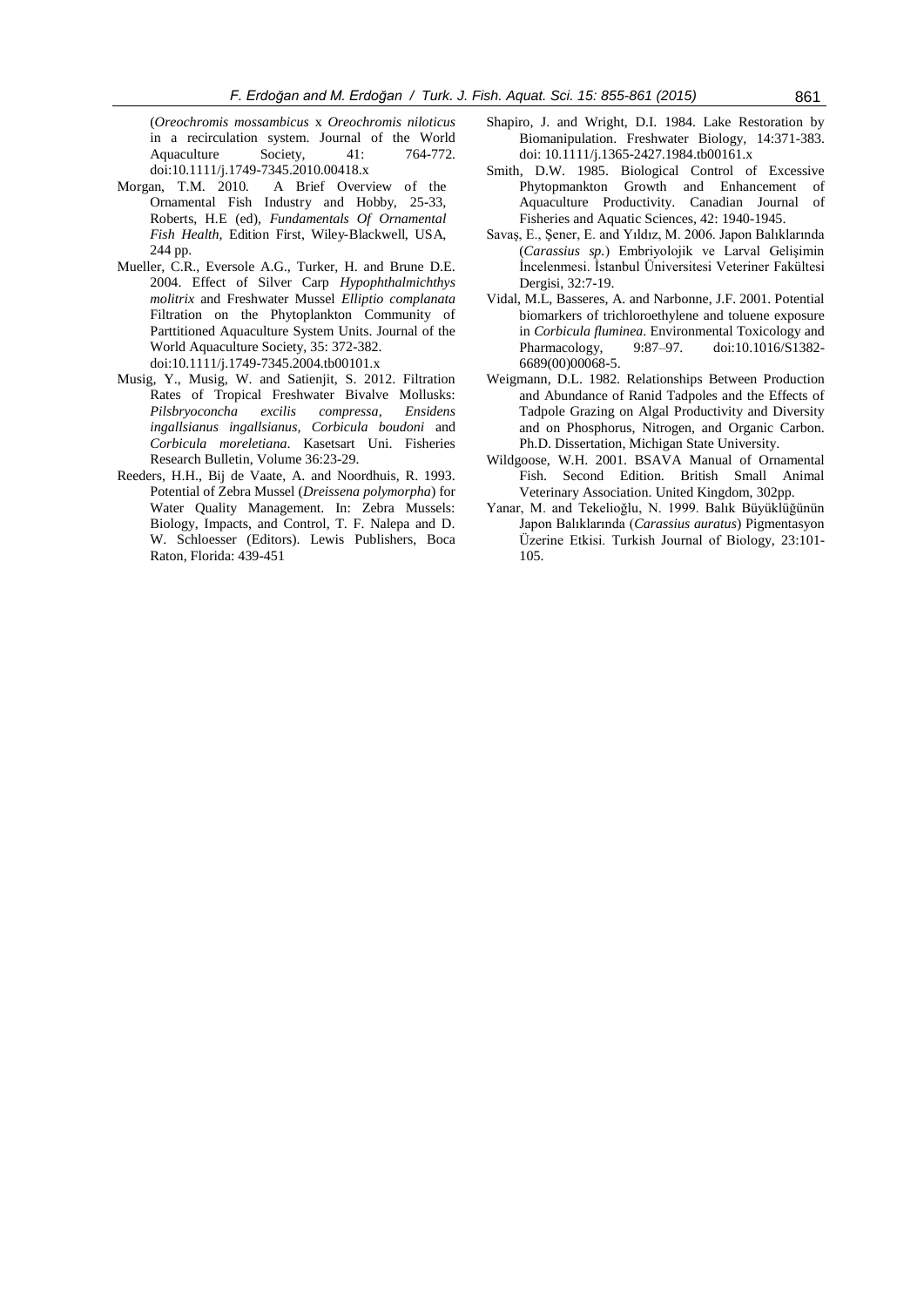(*Oreochromis mossambicus* x *Oreochromis niloticus* in a recirculation system. Journal of the World Aquaculture Society, 41: 764-772. doi:10.1111/j.1749-7345.2010.00418.x

Morgan, T.M. 2010. A Brief Overview of the Ornamental Fish Industry and Hobby, 25-33, Roberts, H.E (ed), *Fundamentals Of Ornamental Fish Health,* Edition First, Wiley-Blackwell, USA, 244 pp.

Mueller, C.R., Eversole A.G., Turker, H. and Brune D.E. 2004. Effect of Silver Carp *Hypophthalmichthys molitrix* and Freshwater Mussel *Elliptio complanata* Filtration on the Phytoplankton Community of Parttitioned Aquaculture System Units. Journal of the World Aquaculture Society, 35: 372-382. doi:10.1111/j.1749-7345.2004.tb00101.x

Musig, Y., Musig, W. and Satienjit, S. 2012. Filtration Rates of Tropical Freshwater Bivalve Mollusks: *Pilsbryoconcha excilis compressa, Ensidens ingallsianus ingallsianus, Corbicula boudoni* and *Corbicula moreletiana*. Kasetsart Uni. Fisheries Research Bulletin, Volume 36:23-29.

Reeders, H.H., Bij de Vaate, A. and Noordhuis, R. 1993. Potential of Zebra Mussel (*Dreissena polymorpha*) for Water Quality Management. In: Zebra Mussels: Biology, Impacts, and Control, T. F. Nalepa and D. W. Schloesser (Editors). Lewis Publishers, Boca Raton, Florida: 439-451

Shapiro, J. and Wright, D.I. 1984. Lake Restoration by Biomanipulation. Freshwater Biology, 14:371-383. doi: 10.1111/j.1365-2427.1984.tb00161.x

Smith, D.W. 1985. Biological Control of Excessive Phytopmankton Growth and Enhancement of Aquaculture Productivity. Canadian Journal of Fisheries and Aquatic Sciences, 42: 1940-1945.

Savaş, E., Şener, E. and Yıldız, M. 2006. Japon Balıklarında (*Carassius sp.*) Embriyolojik ve Larval Gelişimin İncelenmesi. İstanbul Üniversitesi Veteriner Fakültesi Dergisi, 32:7-19.

Vidal, M.L, Basseres, A. and Narbonne, J.F. 2001. Potential biomarkers of trichloroethylene and toluene exposure in *Corbicula fluminea*. Environmental Toxicology and Pharmacology, 9:87–97. doi:10.1016/S1382-6689(00)00068-5.

Weigmann, D.L. 1982. Relationships Between Production and Abundance of Ranid Tadpoles and the Effects of Tadpole Grazing on Algal Productivity and Diversity and on Phosphorus, Nitrogen, and Organic Carbon. Ph.D. Dissertation, Michigan State University.

Wildgoose, W.H. 2001. BSAVA Manual of Ornamental Fish. Second Edition. British Small Animal Veterinary Association. United Kingdom, 302pp.

Yanar, M. and Tekelioğlu, N. 1999. Balık Büyüklüğünün Japon Balıklarında (*Carassius auratus*) Pigmentasyon Üzerine Etkisi. Turkish Journal of Biology, 23:101-105.